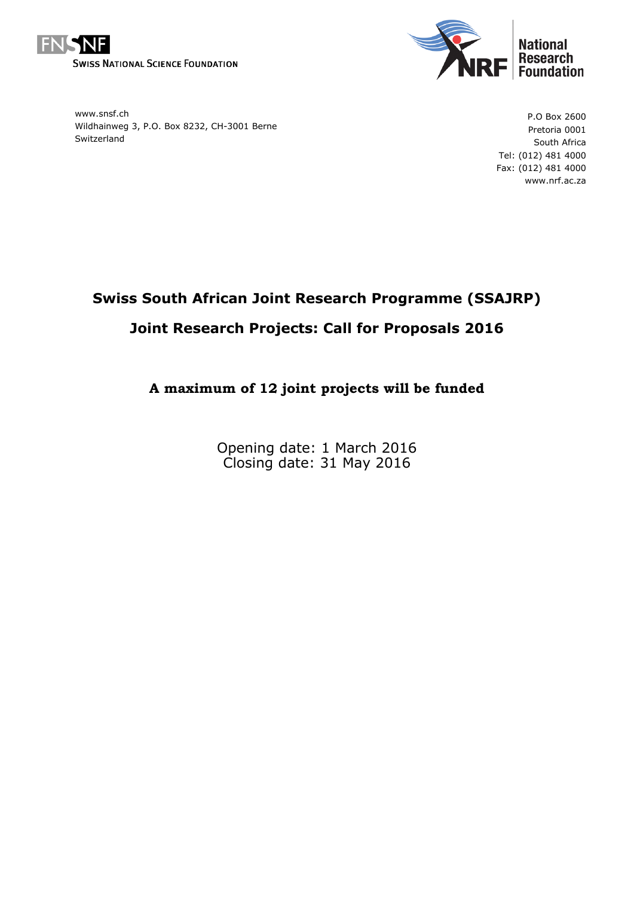SWISS NATIONAL SCIENCE FOUNDATION

www.snsf.ch
Wildhainweg 3, P.O. Box 8232, CH-3001 Berne
Switzerland

National Research Foundation

P.O Box 2600
Pretoria 0001
South Africa
Tel: (012) 481 4000
Fax: (012) 481 4000
www.nrf.ac.za

# Swiss South African Joint Research Programme (SSAJRP)

# Joint Research Projects: Call for Proposals 2016

## A maximum of 12 joint projects will be funded

Opening date: 1 March 2016
Closing date: 31 May 2016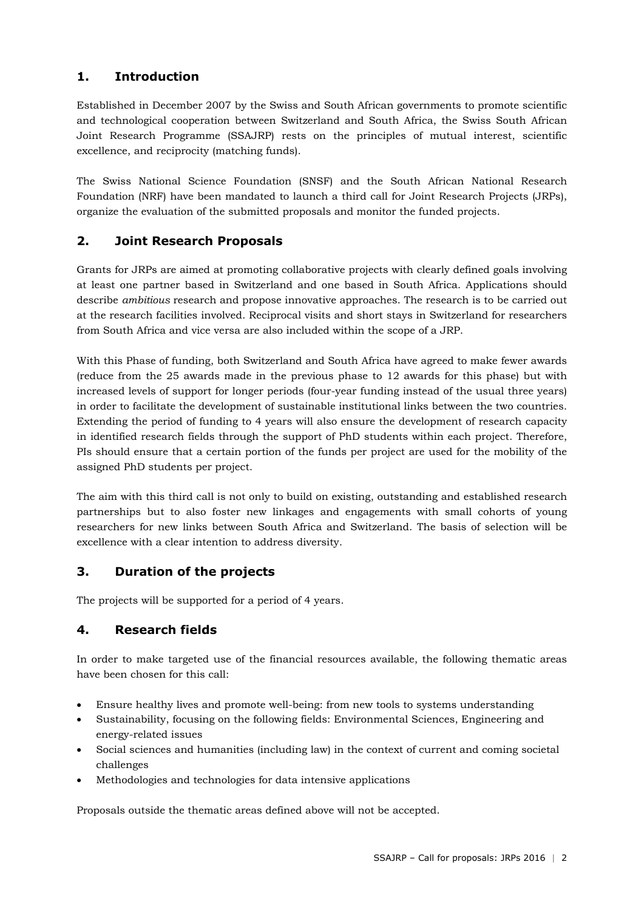## 1. Introduction

Established in December 2007 by the Swiss and South African governments to promote scientific and technological cooperation between Switzerland and South Africa, the Swiss South African Joint Research Programme (SSAJRP) rests on the principles of mutual interest, scientific excellence, and reciprocity (matching funds).

The Swiss National Science Foundation (SNSF) and the South African National Research Foundation (NRF) have been mandated to launch a third call for Joint Research Projects (JRPs), organize the evaluation of the submitted proposals and monitor the funded projects.

## 2. Joint Research Proposals

Grants for JRPs are aimed at promoting collaborative projects with clearly defined goals involving at least one partner based in Switzerland and one based in South Africa. Applications should describe *ambitious* research and propose innovative approaches. The research is to be carried out at the research facilities involved. Reciprocal visits and short stays in Switzerland for researchers from South Africa and vice versa are also included within the scope of a JRP.

With this Phase of funding, both Switzerland and South Africa have agreed to make fewer awards (reduce from the 25 awards made in the previous phase to 12 awards for this phase) but with increased levels of support for longer periods (four-year funding instead of the usual three years) in order to facilitate the development of sustainable institutional links between the two countries. Extending the period of funding to 4 years will also ensure the development of research capacity in identified research fields through the support of PhD students within each project. Therefore, PIs should ensure that a certain portion of the funds per project are used for the mobility of the assigned PhD students per project.

The aim with this third call is not only to build on existing, outstanding and established research partnerships but to also foster new linkages and engagements with small cohorts of young researchers for new links between South Africa and Switzerland. The basis of selection will be excellence with a clear intention to address diversity.

## 3. Duration of the projects

The projects will be supported for a period of 4 years.

## 4. Research fields

In order to make targeted use of the financial resources available, the following thematic areas have been chosen for this call:

- Ensure healthy lives and promote well-being: from new tools to systems understanding
- Sustainability, focusing on the following fields: Environmental Sciences, Engineering and energy-related issues
- Social sciences and humanities (including law) in the context of current and coming societal challenges
- Methodologies and technologies for data intensive applications

Proposals outside the thematic areas defined above will not be accepted.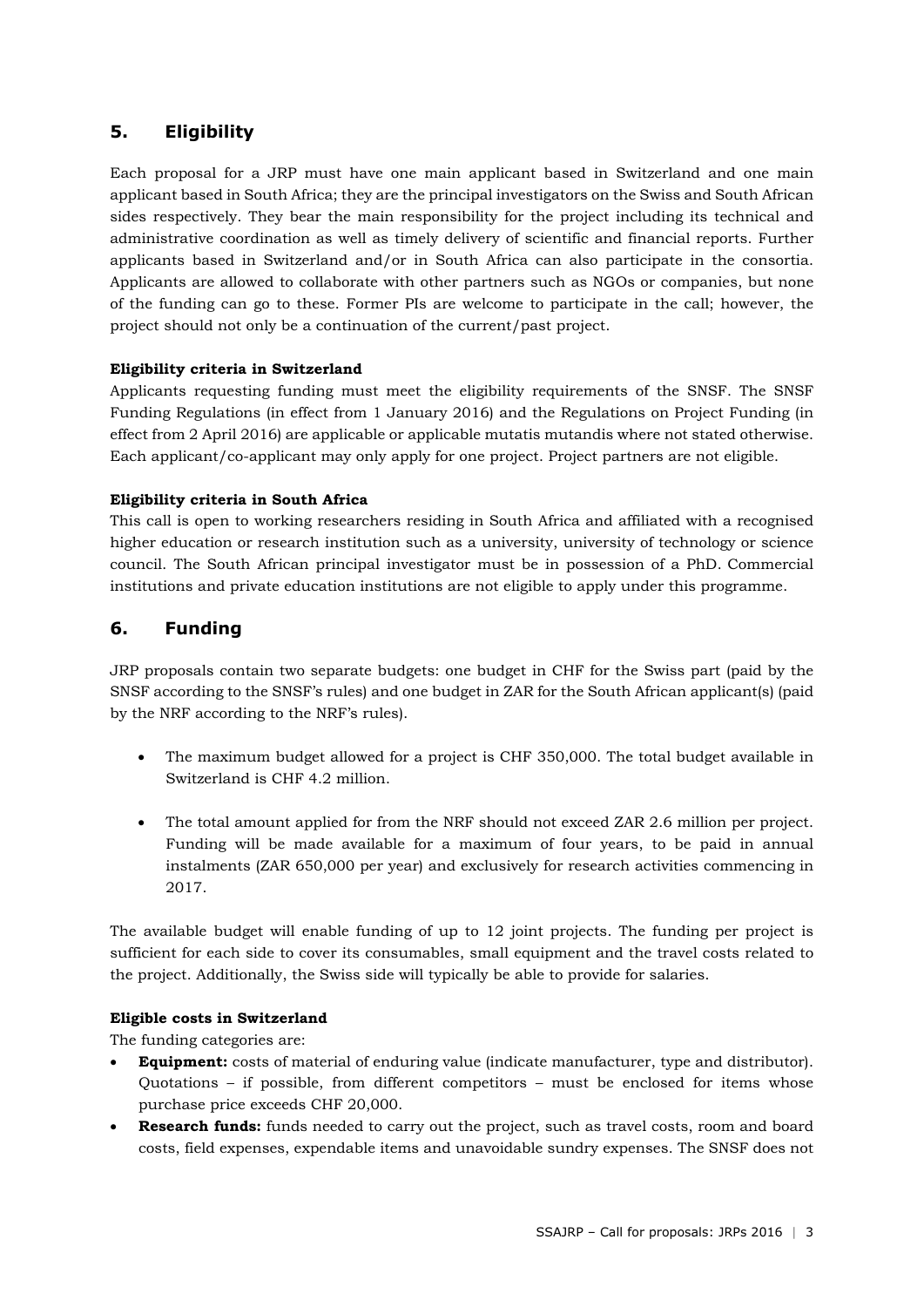## 5. Eligibility

Each proposal for a JRP must have one main applicant based in Switzerland and one main applicant based in South Africa; they are the principal investigators on the Swiss and South African sides respectively. They bear the main responsibility for the project including its technical and administrative coordination as well as timely delivery of scientific and financial reports. Further applicants based in Switzerland and/or in South Africa can also participate in the consortia. Applicants are allowed to collaborate with other partners such as NGOs or companies, but none of the funding can go to these. Former PIs are welcome to participate in the call; however, the project should not only be a continuation of the current/past project.

**Eligibility criteria in Switzerland**

Applicants requesting funding must meet the eligibility requirements of the SNSF. The SNSF Funding Regulations (in effect from 1 January 2016) and the Regulations on Project Funding (in effect from 2 April 2016) are applicable or applicable mutatis mutandis where not stated otherwise. Each applicant/co-applicant may only apply for one project. Project partners are not eligible.

**Eligibility criteria in South Africa**

This call is open to working researchers residing in South Africa and affiliated with a recognised higher education or research institution such as a university, university of technology or science council. The South African principal investigator must be in possession of a PhD. Commercial institutions and private education institutions are not eligible to apply under this programme.

## 6. Funding

JRP proposals contain two separate budgets: one budget in CHF for the Swiss part (paid by the SNSF according to the SNSF's rules) and one budget in ZAR for the South African applicant(s) (paid by the NRF according to the NRF's rules).

- The maximum budget allowed for a project is CHF 350,000. The total budget available in Switzerland is CHF 4.2 million.
- The total amount applied for from the NRF should not exceed ZAR 2.6 million per project. Funding will be made available for a maximum of four years, to be paid in annual instalments (ZAR 650,000 per year) and exclusively for research activities commencing in 2017.

The available budget will enable funding of up to 12 joint projects. The funding per project is sufficient for each side to cover its consumables, small equipment and the travel costs related to the project. Additionally, the Swiss side will typically be able to provide for salaries.

**Eligible costs in Switzerland**

The funding categories are:

- **Equipment:** costs of material of enduring value (indicate manufacturer, type and distributor). Quotations – if possible, from different competitors – must be enclosed for items whose purchase price exceeds CHF 20,000.
- **Research funds:** funds needed to carry out the project, such as travel costs, room and board costs, field expenses, expendable items and unavoidable sundry expenses. The SNSF does not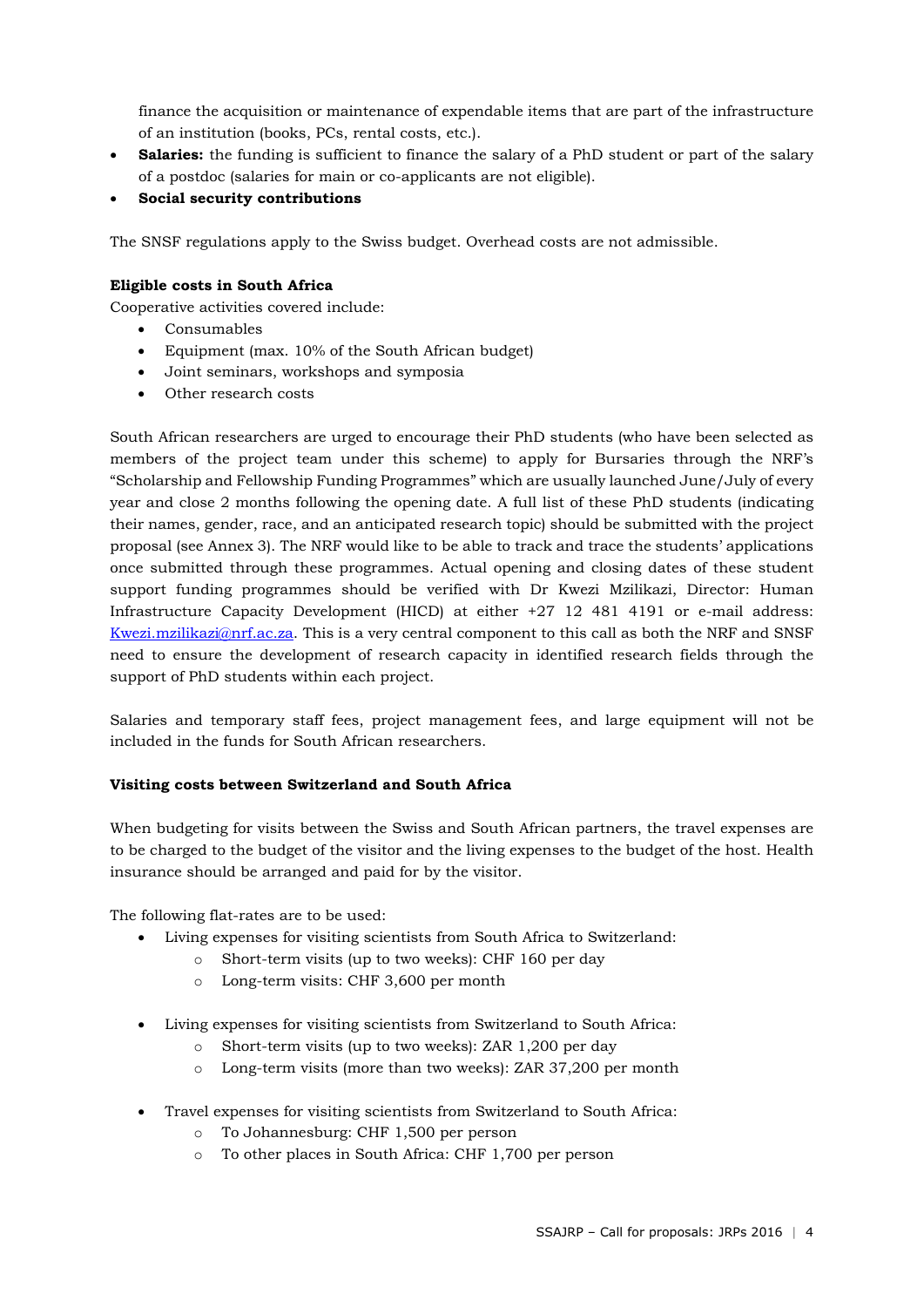finance the acquisition or maintenance of expendable items that are part of the infrastructure of an institution (books, PCs, rental costs, etc.).

- **Salaries:** the funding is sufficient to finance the salary of a PhD student or part of the salary of a postdoc (salaries for main or co-applicants are not eligible).
- **Social security contributions**

The SNSF regulations apply to the Swiss budget. Overhead costs are not admissible.

**Eligible costs in South Africa**

Cooperative activities covered include:

- Consumables
- Equipment (max. 10% of the South African budget)
- Joint seminars, workshops and symposia
- Other research costs

South African researchers are urged to encourage their PhD students (who have been selected as members of the project team under this scheme) to apply for Bursaries through the NRF's "Scholarship and Fellowship Funding Programmes" which are usually launched June/July of every year and close 2 months following the opening date. A full list of these PhD students (indicating their names, gender, race, and an anticipated research topic) should be submitted with the project proposal (see Annex 3). The NRF would like to be able to track and trace the students' applications once submitted through these programmes. Actual opening and closing dates of these student support funding programmes should be verified with Dr Kwezi Mzilikazi, Director: Human Infrastructure Capacity Development (HICD) at either +27 12 481 4191 or e-mail address: [Kwezi.mzilikazi@nrf.ac.za](mailto:Kwezi.mzilikazi@nrf.ac.za). This is a very central component to this call as both the NRF and SNSF need to ensure the development of research capacity in identified research fields through the support of PhD students within each project.

Salaries and temporary staff fees, project management fees, and large equipment will not be included in the funds for South African researchers.

**Visiting costs between Switzerland and South Africa**

When budgeting for visits between the Swiss and South African partners, the travel expenses are to be charged to the budget of the visitor and the living expenses to the budget of the host. Health insurance should be arranged and paid for by the visitor.

The following flat-rates are to be used:

- Living expenses for visiting scientists from South Africa to Switzerland:
  - Short-term visits (up to two weeks): CHF 160 per day
  - Long-term visits: CHF 3,600 per month

- Living expenses for visiting scientists from Switzerland to South Africa:
  - Short-term visits (up to two weeks): ZAR 1,200 per day
  - Long-term visits (more than two weeks): ZAR 37,200 per month

- Travel expenses for visiting scientists from Switzerland to South Africa:
  - To Johannesburg: CHF 1,500 per person
  - To other places in South Africa: CHF 1,700 per person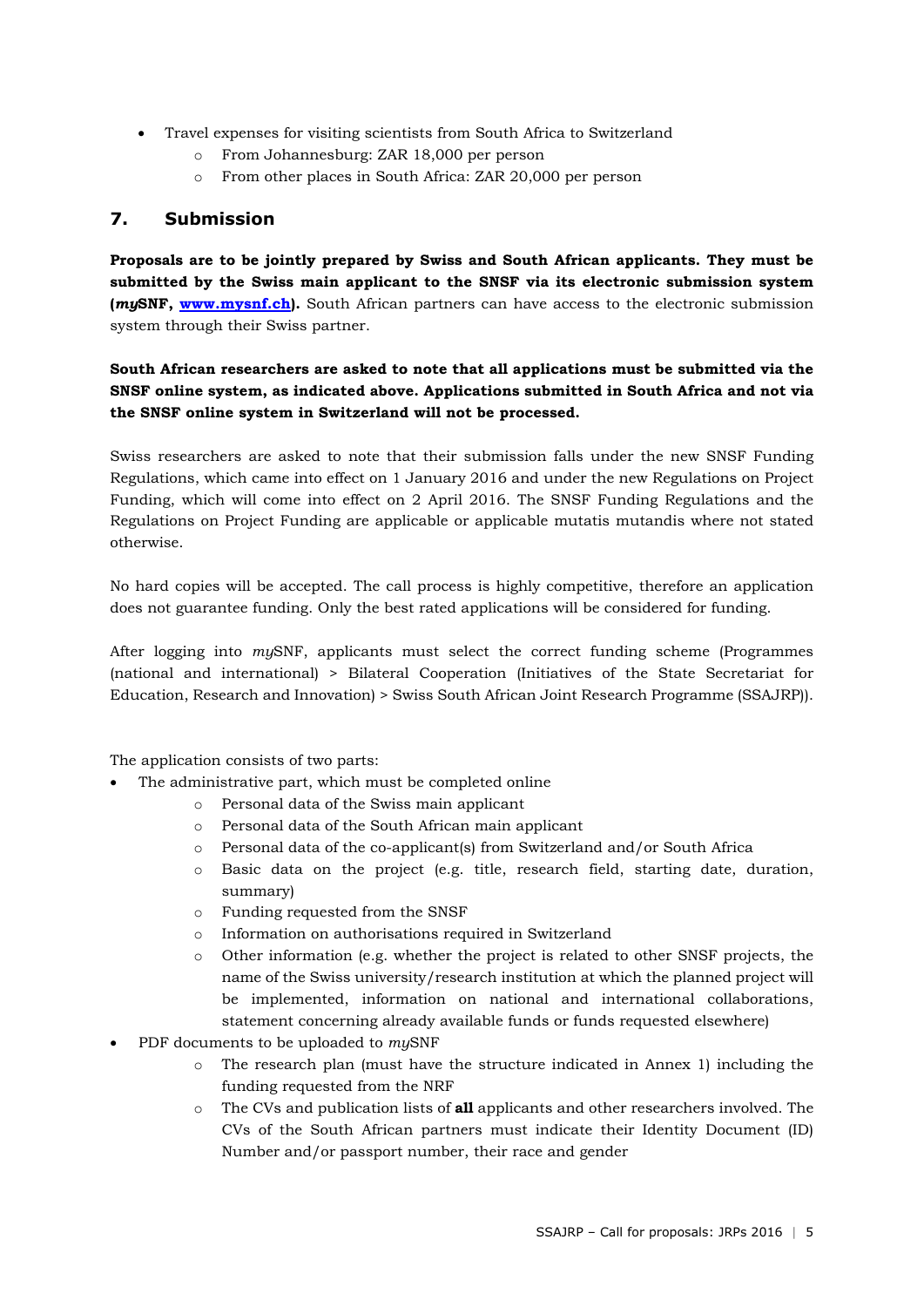- Travel expenses for visiting scientists from South Africa to Switzerland
    - From Johannesburg: ZAR 18,000 per person
    - From other places in South Africa: ZAR 20,000 per person

## 7. Submission

**Proposals are to be jointly prepared by Swiss and South African applicants. They must be submitted by the Swiss main applicant to the SNSF via its electronic submission system (*my*SNF, [www.mysnf.ch](www.mysnf.ch)).** South African partners can have access to the electronic submission system through their Swiss partner.

**South African researchers are asked to note that all applications must be submitted via the SNSF online system, as indicated above. Applications submitted in South Africa and not via the SNSF online system in Switzerland will not be processed.**

Swiss researchers are asked to note that their submission falls under the new SNSF Funding Regulations, which came into effect on 1 January 2016 and under the new Regulations on Project Funding, which will come into effect on 2 April 2016. The SNSF Funding Regulations and the Regulations on Project Funding are applicable or applicable mutatis mutandis where not stated otherwise.

No hard copies will be accepted. The call process is highly competitive, therefore an application does not guarantee funding. Only the best rated applications will be considered for funding.

After logging into *my*SNF, applicants must select the correct funding scheme (Programmes (national and international) > Bilateral Cooperation (Initiatives of the State Secretariat for Education, Research and Innovation) > Swiss South African Joint Research Programme (SSAJRP)).

The application consists of two parts:

- The administrative part, which must be completed online
    - Personal data of the Swiss main applicant
    - Personal data of the South African main applicant
    - Personal data of the co-applicant(s) from Switzerland and/or South Africa
    - Basic data on the project (e.g. title, research field, starting date, duration, summary)
    - Funding requested from the SNSF
    - Information on authorisations required in Switzerland
    - Other information (e.g. whether the project is related to other SNSF projects, the name of the Swiss university/research institution at which the planned project will be implemented, information on national and international collaborations, statement concerning already available funds or funds requested elsewhere)
- PDF documents to be uploaded to *my*SNF
    - The research plan (must have the structure indicated in Annex 1) including the funding requested from the NRF
    - The CVs and publication lists of **all** applicants and other researchers involved. The CVs of the South African partners must indicate their Identity Document (ID) Number and/or passport number, their race and gender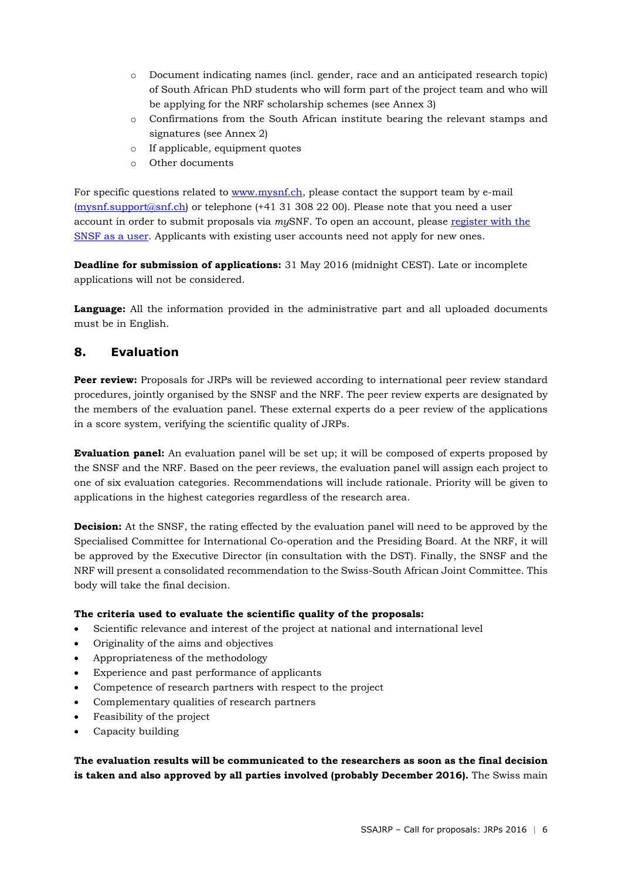- Document indicating names (incl. gender, race and an anticipated research topic) of South African PhD students who will form part of the project team and who will be applying for the NRF scholarship schemes (see Annex 3)
- Confirmations from the South African institute bearing the relevant stamps and signatures (see Annex 2)
- If applicable, equipment quotes
- Other documents

For specific questions related to www.mysnf.ch, please contact the support team by e-mail (mysnf.support@snf.ch) or telephone (+41 31 308 22 00). Please note that you need a user account in order to submit proposals via *my*SNF. To open an account, please register with the SNSF as a user. Applicants with existing user accounts need not apply for new ones.

**Deadline for submission of applications:** 31 May 2016 (midnight CEST). Late or incomplete applications will not be considered.

**Language:** All the information provided in the administrative part and all uploaded documents must be in English.

## 8. Evaluation

**Peer review:** Proposals for JRPs will be reviewed according to international peer review standard procedures, jointly organised by the SNSF and the NRF. The peer review experts are designated by the members of the evaluation panel. These external experts do a peer review of the applications in a score system, verifying the scientific quality of JRPs.

**Evaluation panel:** An evaluation panel will be set up; it will be composed of experts proposed by the SNSF and the NRF. Based on the peer reviews, the evaluation panel will assign each project to one of six evaluation categories. Recommendations will include rationale. Priority will be given to applications in the highest categories regardless of the research area.

**Decision:** At the SNSF, the rating effected by the evaluation panel will need to be approved by the Specialised Committee for International Co-operation and the Presiding Board. At the NRF, it will be approved by the Executive Director (in consultation with the DST). Finally, the SNSF and the NRF will present a consolidated recommendation to the Swiss-South African Joint Committee. This body will take the final decision.

**The criteria used to evaluate the scientific quality of the proposals:**

- Scientific relevance and interest of the project at national and international level
- Originality of the aims and objectives
- Appropriateness of the methodology
- Experience and past performance of applicants
- Competence of research partners with respect to the project
- Complementary qualities of research partners
- Feasibility of the project
- Capacity building

**The evaluation results will be communicated to the researchers as soon as the final decision is taken and also approved by all parties involved (probably December 2016).** The Swiss main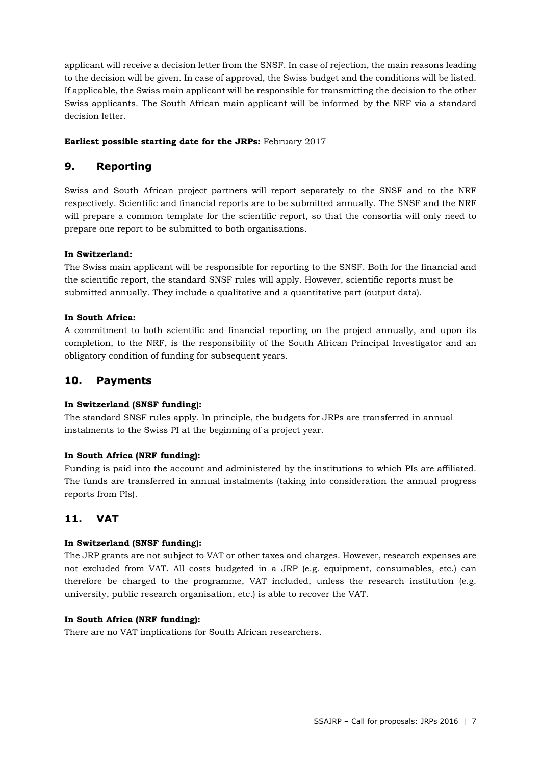applicant will receive a decision letter from the SNSF. In case of rejection, the main reasons leading to the decision will be given. In case of approval, the Swiss budget and the conditions will be listed. If applicable, the Swiss main applicant will be responsible for transmitting the decision to the other Swiss applicants. The South African main applicant will be informed by the NRF via a standard decision letter.

**Earliest possible starting date for the JRPs:** February 2017

## 9. Reporting

Swiss and South African project partners will report separately to the SNSF and to the NRF respectively. Scientific and financial reports are to be submitted annually. The SNSF and the NRF will prepare a common template for the scientific report, so that the consortia will only need to prepare one report to be submitted to both organisations.

**In Switzerland:**

The Swiss main applicant will be responsible for reporting to the SNSF. Both for the financial and the scientific report, the standard SNSF rules will apply. However, scientific reports must be submitted annually. They include a qualitative and a quantitative part (output data).

**In South Africa:**

A commitment to both scientific and financial reporting on the project annually, and upon its completion, to the NRF, is the responsibility of the South African Principal Investigator and an obligatory condition of funding for subsequent years.

## 10. Payments

**In Switzerland (SNSF funding):**

The standard SNSF rules apply. In principle, the budgets for JRPs are transferred in annual instalments to the Swiss PI at the beginning of a project year.

**In South Africa (NRF funding):**

Funding is paid into the account and administered by the institutions to which PIs are affiliated. The funds are transferred in annual instalments (taking into consideration the annual progress reports from PIs).

## 11. VAT

**In Switzerland (SNSF funding):**

The JRP grants are not subject to VAT or other taxes and charges. However, research expenses are not excluded from VAT. All costs budgeted in a JRP (e.g. equipment, consumables, etc.) can therefore be charged to the programme, VAT included, unless the research institution (e.g. university, public research organisation, etc.) is able to recover the VAT.

**In South Africa (NRF funding):**

There are no VAT implications for South African researchers.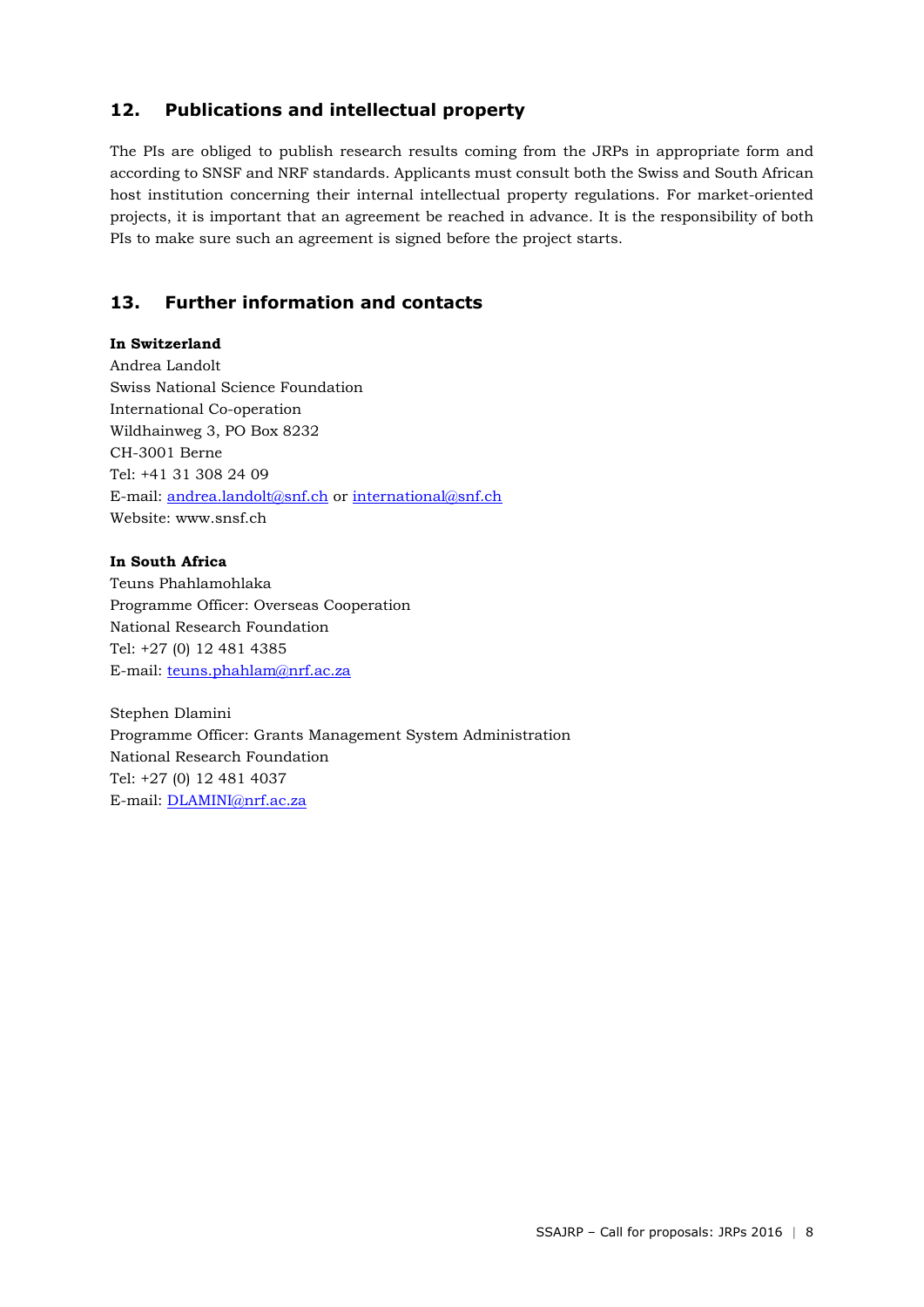## 12. Publications and intellectual property

The PIs are obliged to publish research results coming from the JRPs in appropriate form and according to SNSF and NRF standards. Applicants must consult both the Swiss and South African host institution concerning their internal intellectual property regulations. For market-oriented projects, it is important that an agreement be reached in advance. It is the responsibility of both PIs to make sure such an agreement is signed before the project starts.

## 13. Further information and contacts

**In Switzerland**
Andrea Landolt
Swiss National Science Foundation
International Co-operation
Wildhainweg 3, PO Box 8232
CH-3001 Berne
Tel: +41 31 308 24 09
E-mail: andrea.landolt@snf.ch or international@snf.ch
Website: www.snsf.ch

**In South Africa**
Teuns Phahlamohlaka
Programme Officer: Overseas Cooperation
National Research Foundation
Tel: +27 (0) 12 481 4385
E-mail: teuns.phahlam@nrf.ac.za

Stephen Dlamini
Programme Officer: Grants Management System Administration
National Research Foundation
Tel: +27 (0) 12 481 4037
E-mail: DLAMINI@nrf.ac.za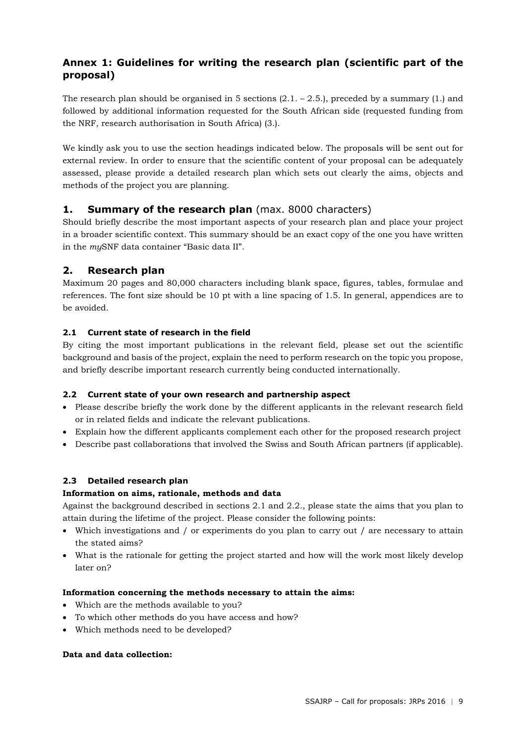## Annex 1: Guidelines for writing the research plan (scientific part of the proposal)

The research plan should be organised in 5 sections (2.1. – 2.5.), preceded by a summary (1.) and followed by additional information requested for the South African side (requested funding from the NRF, research authorisation in South Africa) (3.).

We kindly ask you to use the section headings indicated below. The proposals will be sent out for external review. In order to ensure that the scientific content of your proposal can be adequately assessed, please provide a detailed research plan which sets out clearly the aims, objects and methods of the project you are planning.

## 1. Summary of the research plan (max. 8000 characters)

Should briefly describe the most important aspects of your research plan and place your project in a broader scientific context. This summary should be an exact copy of the one you have written in the *my*SNF data container "Basic data II".

## 2. Research plan

Maximum 20 pages and 80,000 characters including blank space, figures, tables, formulae and references. The font size should be 10 pt with a line spacing of 1.5. In general, appendices are to be avoided.

### 2.1 Current state of research in the field

By citing the most important publications in the relevant field, please set out the scientific background and basis of the project, explain the need to perform research on the topic you propose, and briefly describe important research currently being conducted internationally.

### 2.2 Current state of your own research and partnership aspect

- Please describe briefly the work done by the different applicants in the relevant research field or in related fields and indicate the relevant publications.
- Explain how the different applicants complement each other for the proposed research project
- Describe past collaborations that involved the Swiss and South African partners (if applicable).

### 2.3 Detailed research plan

**Information on aims, rationale, methods and data**

Against the background described in sections 2.1 and 2.2., please state the aims that you plan to attain during the lifetime of the project. Please consider the following points:

- Which investigations and / or experiments do you plan to carry out / are necessary to attain the stated aims?
- What is the rationale for getting the project started and how will the work most likely develop later on?

**Information concerning the methods necessary to attain the aims:**

- Which are the methods available to you?
- To which other methods do you have access and how?
- Which methods need to be developed?

**Data and data collection:**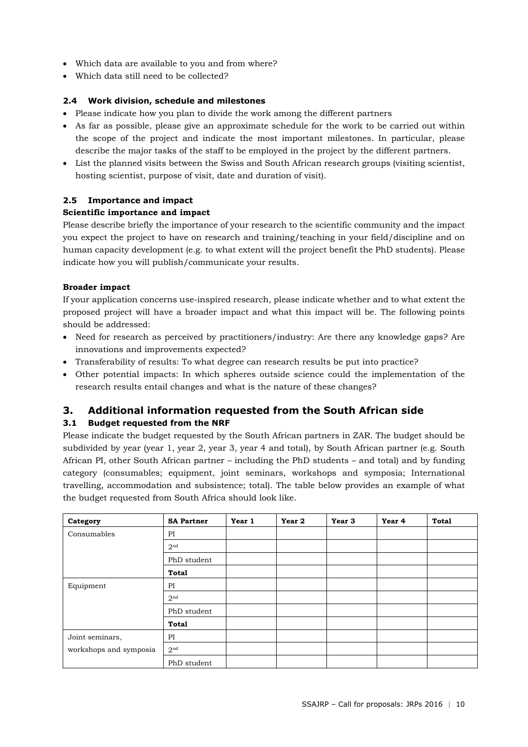- Which data are available to you and from where?
- Which data still need to be collected?

### 2.4 Work division, schedule and milestones

- Please indicate how you plan to divide the work among the different partners
- As far as possible, please give an approximate schedule for the work to be carried out within the scope of the project and indicate the most important milestones. In particular, please describe the major tasks of the staff to be employed in the project by the different partners.
- List the planned visits between the Swiss and South African research groups (visiting scientist, hosting scientist, purpose of visit, date and duration of visit).

### 2.5 Importance and impact

**Scientific importance and impact**

Please describe briefly the importance of your research to the scientific community and the impact you expect the project to have on research and training/teaching in your field/discipline and on human capacity development (e.g. to what extent will the project benefit the PhD students). Please indicate how you will publish/communicate your results.

**Broader impact**

If your application concerns use-inspired research, please indicate whether and to what extent the proposed project will have a broader impact and what this impact will be. The following points should be addressed:

- Need for research as perceived by practitioners/industry: Are there any knowledge gaps? Are innovations and improvements expected?
- Transferability of results: To what degree can research results be put into practice?
- Other potential impacts: In which spheres outside science could the implementation of the research results entail changes and what is the nature of these changes?

## 3. Additional information requested from the South African side

### 3.1 Budget requested from the NRF

Please indicate the budget requested by the South African partners in ZAR. The budget should be subdivided by year (year 1, year 2, year 3, year 4 and total), by South African partner (e.g. South African PI, other South African partner – including the PhD students – and total) and by funding category (consumables; equipment, joint seminars, workshops and symposia; International travelling, accommodation and subsistence; total). The table below provides an example of what the budget requested from South Africa should look like.

| Category | SA Partner | Year 1 | Year 2 | Year 3 | Year 4 | Total |
|---|---|---|---|---|---|---|
| Consumables | PI | | | | | |
| | 2nd | | | | | |
| | PhD student | | | | | |
| | **Total** | | | | | |
| Equipment | PI | | | | | |
| | 2nd | | | | | |
| | PhD student | | | | | |
| | **Total** | | | | | |
| Joint seminars, workshops and symposia | PI | | | | | |
| | 2nd | | | | | |
| | PhD student | | | | | |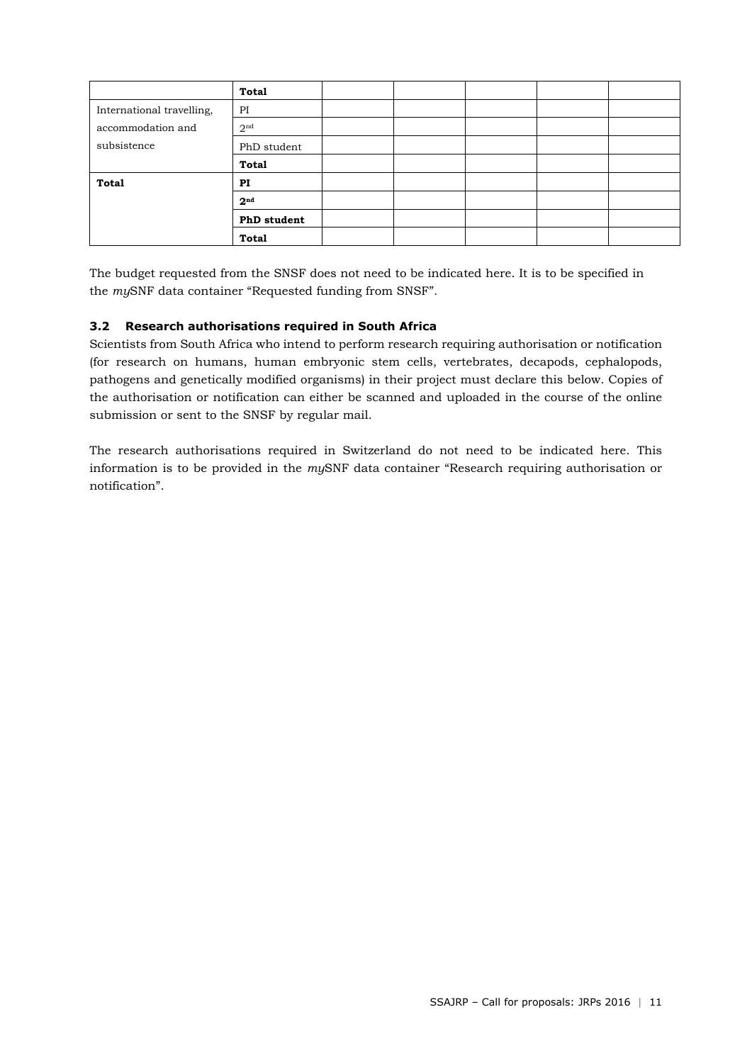| | **Total** | | | | | |
|---|---|---|---|---|---|---|
| International travelling, accommodation and subsistence | PI | | | | | |
| | 2nd | | | | | |
| | PhD student | | | | | |
| | **Total** | | | | | |
| **Total** | **PI** | | | | | |
| | **2nd** | | | | | |
| | **PhD student** | | | | | |
| | **Total** | | | | | |

The budget requested from the SNSF does not need to be indicated here. It is to be specified in the *my*SNF data container "Requested funding from SNSF".

### 3.2 Research authorisations required in South Africa

Scientists from South Africa who intend to perform research requiring authorisation or notification (for research on humans, human embryonic stem cells, vertebrates, decapods, cephalopods, pathogens and genetically modified organisms) in their project must declare this below. Copies of the authorisation or notification can either be scanned and uploaded in the course of the online submission or sent to the SNSF by regular mail.

The research authorisations required in Switzerland do not need to be indicated here. This information is to be provided in the *my*SNF data container "Research requiring authorisation or notification".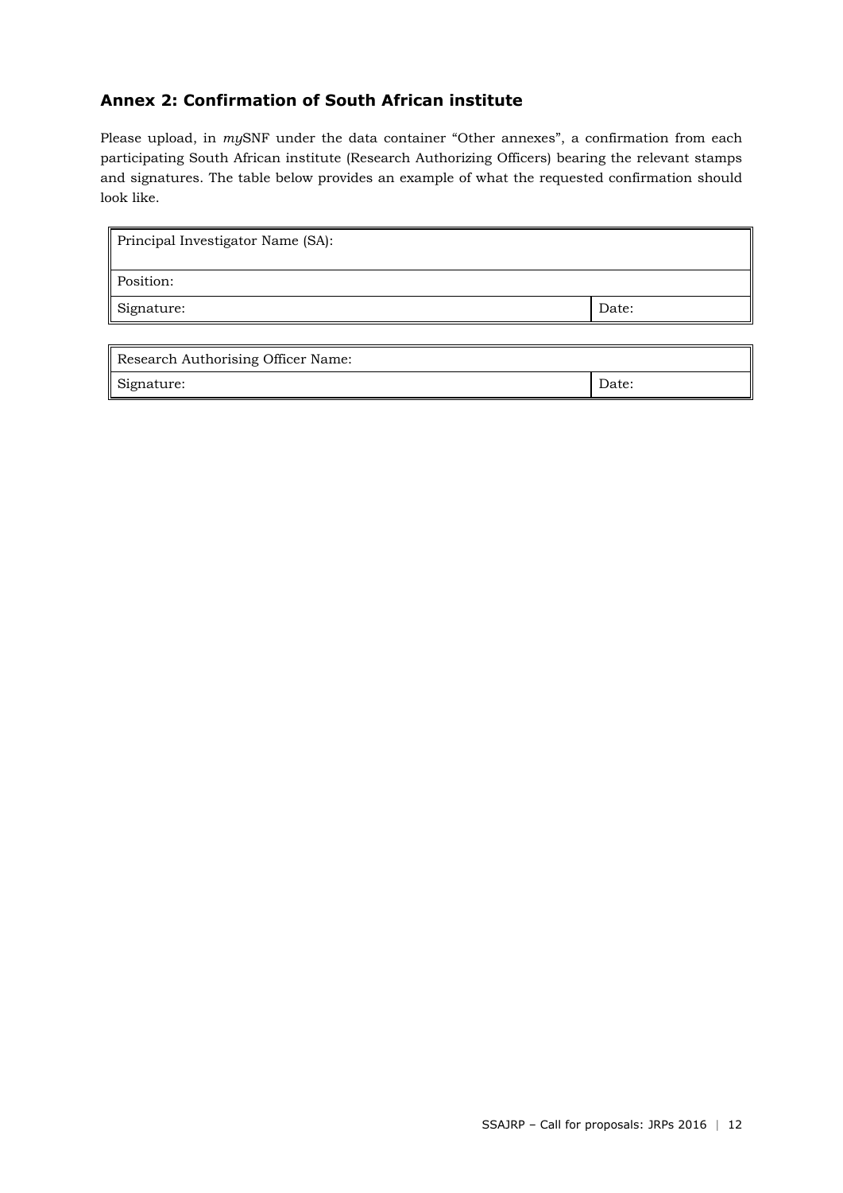## Annex 2: Confirmation of South African institute

Please upload, in *my*SNF under the data container "Other annexes", a confirmation from each participating South African institute (Research Authorizing Officers) bearing the relevant stamps and signatures. The table below provides an example of what the requested confirmation should look like.

| Principal Investigator Name (SA): | |
|---|---|
| Position: | |
| Signature: | Date: |

| Research Authorising Officer Name: | |
|---|---|
| Signature: | Date: |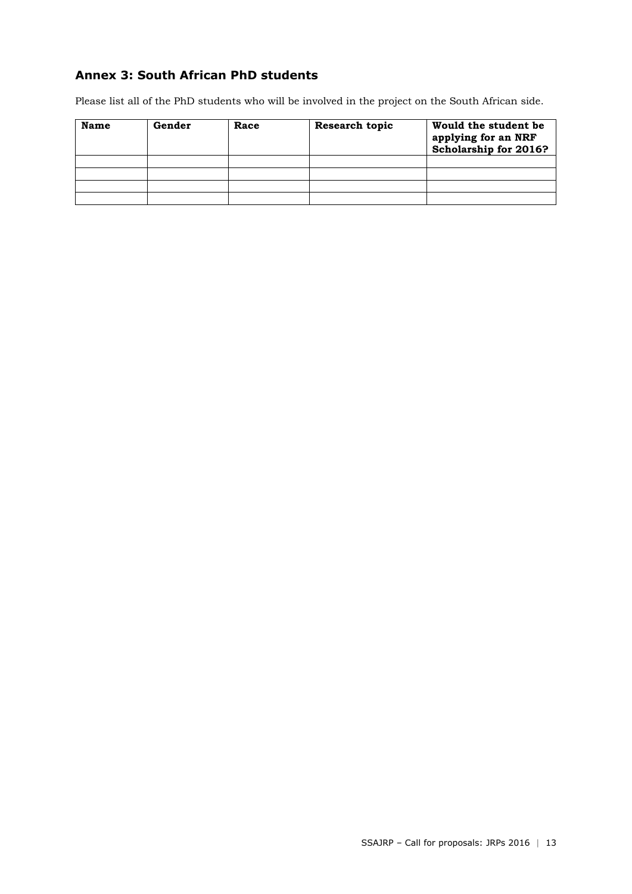## Annex 3: South African PhD students

Please list all of the PhD students who will be involved in the project on the South African side.

| **Name** | **Gender** | **Race** | **Research topic** | **Would the student be applying for an NRF Scholarship for 2016?** |
|---|---|---|---|---|
| | | | | |
| | | | | |
| | | | | |
| | | | | |